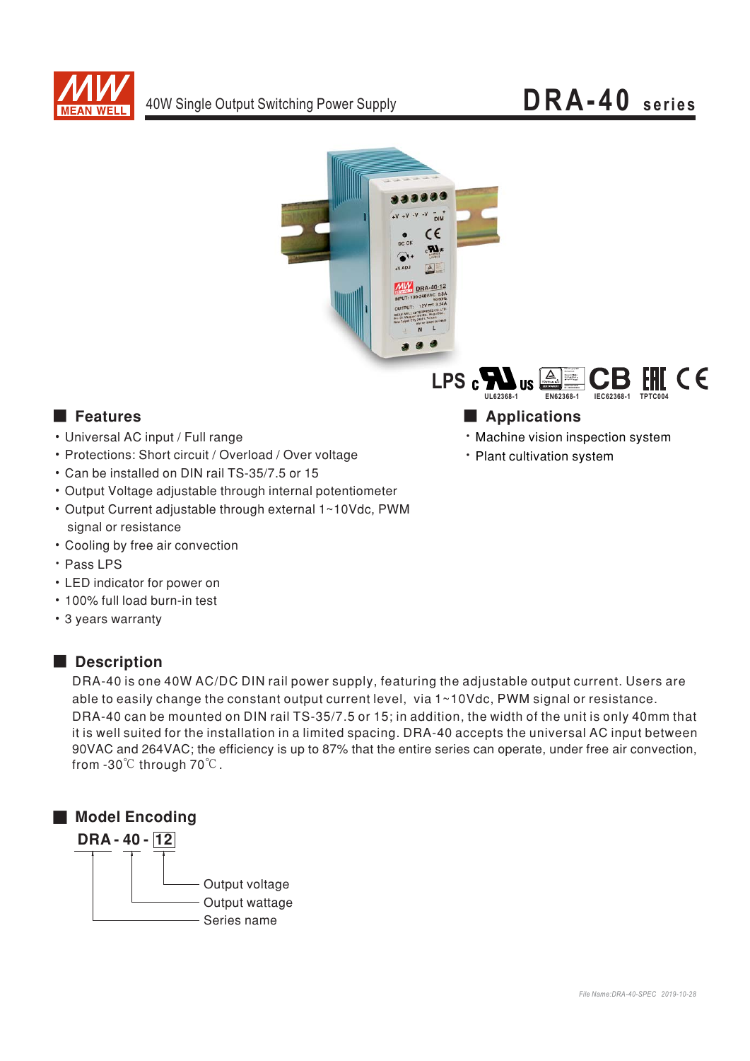40W Single Output Switching Power Supply

# DRA-40 series

LPS UL62368-1 EN62368-1 CB IEC62368-1 TPTC004

## Features

- Universal AC input / Full range
- Protections: Short circuit / Overload / Over voltage
- Can be installed on DIN rail TS-35/7.5 or 15
- Output Voltage adjustable through internal potentiometer
- Output Current adjustable through external 1~10Vdc, PWM signal or resistance
- Cooling by free air convection
- Pass LPS
- LED indicator for power on
- 100% full load burn-in test
- 3 years warranty

## Applications

- Machine vision inspection system
- Plant cultivation system

## Description

DRA-40 is one 40W AC/DC DIN rail power supply, featuring the adjustable output current. Users are able to easily change the constant output current level, via 1~10Vdc, PWM signal or resistance. DRA-40 can be mounted on DIN rail TS-35/7.5 or 15; in addition, the width of the unit is only 40mm that it is well suited for the installation in a limited spacing. DRA-40 accepts the universal AC input between 90VAC and 264VAC; the efficiency is up to 87% that the entire series can operate, under free air convection, from -30℃ through 70℃.

## Model Encoding

**DRA - 40 - 12**

- 12: Output voltage
- 40: Output wattage
- DRA: Series name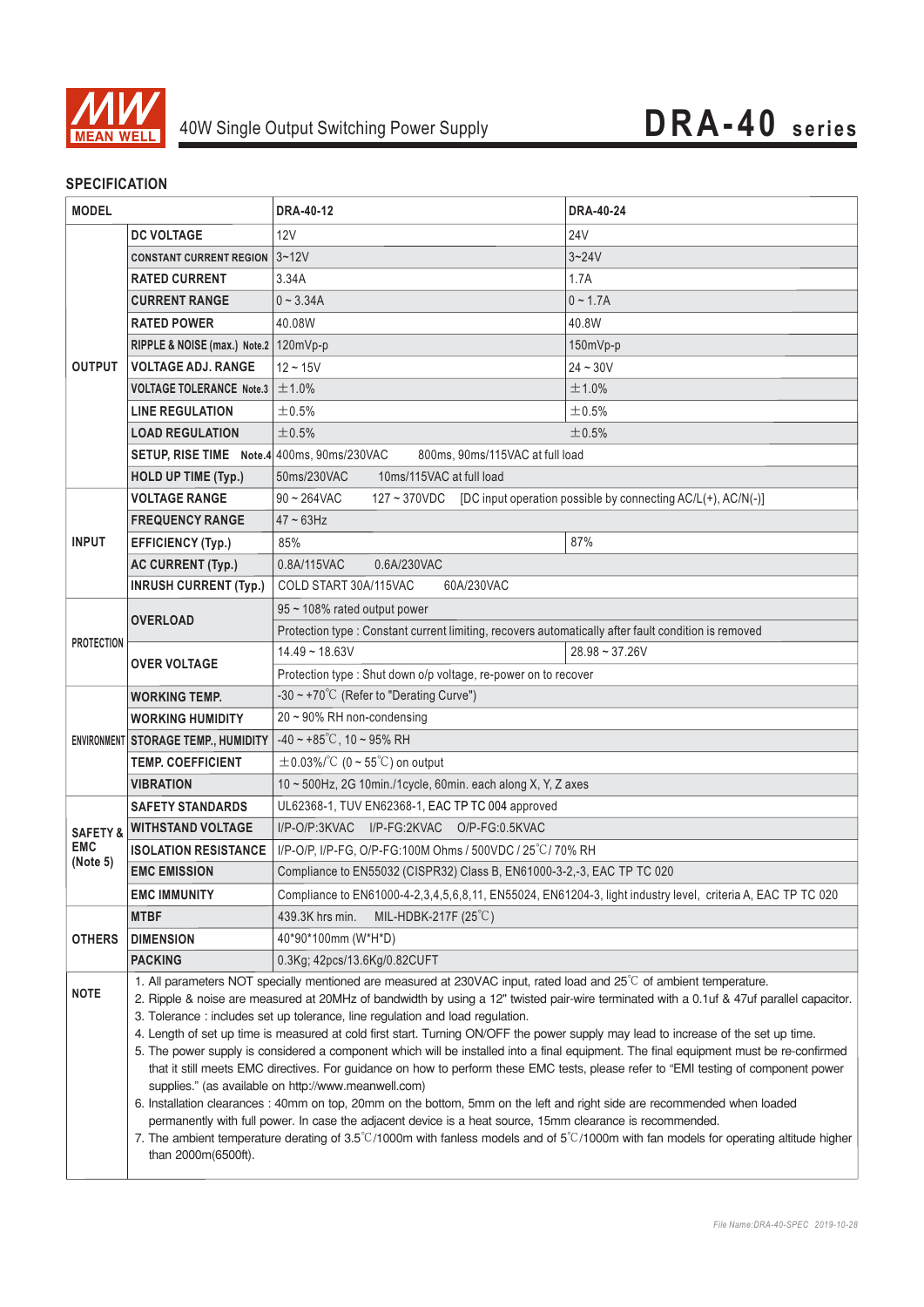# 40W Single Output Switching Power Supply

# DRA-40 series

## SPECIFICATION

| MODEL | | DRA-40-12 | DRA-40-24 |
|---|---|---|---|
| OUTPUT | DC VOLTAGE | 12V | 24V |
| | CONSTANT CURRENT REGION | 3~12V | 3~24V |
| | RATED CURRENT | 3.34A | 1.7A |
| | CURRENT RANGE | 0 ~ 3.34A | 0 ~ 1.7A |
| | RATED POWER | 40.08W | 40.8W |
| | RIPPLE & NOISE (max.) Note.2 | 120mVp-p | 150mVp-p |
| | VOLTAGE ADJ. RANGE | 12 ~ 15V | 24 ~ 30V |
| | VOLTAGE TOLERANCE Note.3 | ±1.0% | ±1.0% |
| | LINE REGULATION | ±0.5% | ±0.5% |
| | LOAD REGULATION | ±0.5% | ±0.5% |
| | SETUP, RISE TIME Note.4 | 400ms, 90ms/230VAC 800ms, 90ms/115VAC at full load | |
| | HOLD UP TIME (Typ.) | 50ms/230VAC 10ms/115VAC at full load | |
| INPUT | VOLTAGE RANGE | 90 ~ 264VAC 127 ~ 370VDC [DC input operation possible by connecting AC/L(+), AC/N(-)] | |
| | FREQUENCY RANGE | 47 ~ 63Hz | |
| | EFFICIENCY (Typ.) | 85% | 87% |
| | AC CURRENT (Typ.) | 0.8A/115VAC 0.6A/230VAC | |
| | INRUSH CURRENT (Typ.) | COLD START 30A/115VAC 60A/230VAC | |
| PROTECTION | OVERLOAD | 95 ~ 108% rated output power | |
| | | Protection type : Constant current limiting, recovers automatically after fault condition is removed | |
| | OVER VOLTAGE | 14.49 ~ 18.63V | 28.98 ~ 37.26V |
| | | Protection type : Shut down o/p voltage, re-power on to recover | |
| ENVIRONMENT | WORKING TEMP. | -30 ~ +70℃ (Refer to "Derating Curve") | |
| | WORKING HUMIDITY | 20 ~ 90% RH non-condensing | |
| | STORAGE TEMP., HUMIDITY | -40 ~ +85℃, 10 ~ 95% RH | |
| | TEMP. COEFFICIENT | ±0.03%/℃ (0 ~ 55℃) on output | |
| | VIBRATION | 10 ~ 500Hz, 2G 10min./1cycle, 60min. each along X, Y, Z axes | |
| SAFETY & EMC (Note 5) | SAFETY STANDARDS | UL62368-1, TUV EN62368-1, EAC TP TC 004 approved | |
| | WITHSTAND VOLTAGE | I/P-O/P:3KVAC I/P-FG:2KVAC O/P-FG:0.5KVAC | |
| | ISOLATION RESISTANCE | I/P-O/P, I/P-FG, O/P-FG:100M Ohms / 500VDC / 25℃/ 70% RH | |
| | EMC EMISSION | Compliance to EN55032 (CISPR32) Class B, EN61000-3-2,-3, EAC TP TC 020 | |
| | EMC IMMUNITY | Compliance to EN61000-4-2,3,4,5,6,8,11, EN55024, EN61204-3, light industry level, criteria A, EAC TP TC 020 | |
| OTHERS | MTBF | 439.3K hrs min. MIL-HDBK-217F (25℃) | |
| | DIMENSION | 40*90*100mm (W*H*D) | |
| | PACKING | 0.3Kg; 42pcs/13.6Kg/0.82CUFT | |

**NOTE**

1. All parameters NOT specially mentioned are measured at 230VAC input, rated load and 25℃ of ambient temperature.
2. Ripple & noise are measured at 20MHz of bandwidth by using a 12" twisted pair-wire terminated with a 0.1uf & 47uf parallel capacitor.
3. Tolerance : includes set up tolerance, line regulation and load regulation.
4. Length of set up time is measured at cold first start. Turning ON/OFF the power supply may lead to increase of the set up time.
5. The power supply is considered a component which will be installed into a final equipment. The final equipment must be re-confirmed that it still meets EMC directives. For guidance on how to perform these EMC tests, please refer to "EMI testing of component power supplies." (as available on http://www.meanwell.com)
6. Installation clearances : 40mm on top, 20mm on the bottom, 5mm on the left and right side are recommended when loaded permanently with full power. In case the adjacent device is a heat source, 15mm clearance is recommended.
7. The ambient temperature derating of 3.5℃/1000m with fanless models and of 5℃/1000m with fan models for operating altitude higher than 2000m(6500ft).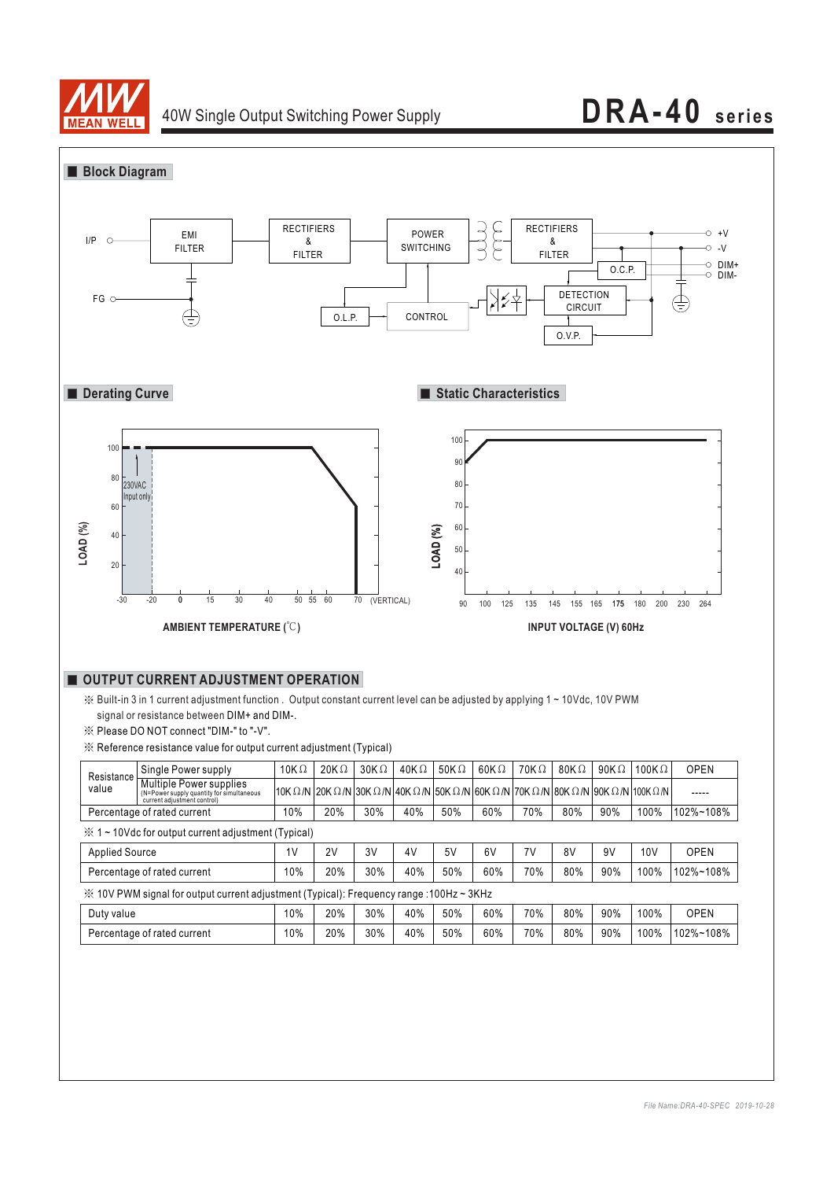## Block Diagram

I/P — EMI FILTER — RECTIFIERS & FILTER — POWER SWITCHING — RECTIFIERS & FILTER — +V, -V

FG

O.L.P. — CONTROL — DETECTION CIRCUIT — O.C.P. — DIM+, DIM-

O.V.P.

## Derating Curve

LOAD (%) vs AMBIENT TEMPERATURE (℃)

230VAC Input only

Y-axis: 20, 40, 60, 80, 100

X-axis: -30, -20, 0, 15, 30, 40, 50, 55, 60, 70 (VERTICAL)

## Static Characteristics

LOAD (%) vs INPUT VOLTAGE (V) 60Hz

Y-axis: 40, 50, 60, 70, 80, 90, 100

X-axis: 90, 100, 125, 135, 145, 155, 165, 175, 180, 200, 230, 264

## OUTPUT CURRENT ADJUSTMENT OPERATION

※ Built-in 3 in 1 current adjustment function . Output constant current level can be adjusted by applying 1 ~ 10Vdc, 10V PWM signal or resistance between DIM+ and DIM-.

※ Please DO NOT connect "DIM-" to "-V".

※ Reference resistance value for output current adjustment (Typical)

| Resistance value | | | | | | | | | | | | |
|---|---|---|---|---|---|---|---|---|---|---|---|---|
| | Single Power supply | 10KΩ | 20KΩ | 30KΩ | 40KΩ | 50KΩ | 60KΩ | 70KΩ | 80KΩ | 90KΩ | 100KΩ | OPEN |
| | Multiple Power supplies (N=Power supply quantity for simultaneous current adjustment control) | 10KΩ/N | 20KΩ/N | 30KΩ/N | 40KΩ/N | 50KΩ/N | 60KΩ/N | 70KΩ/N | 80KΩ/N | 90KΩ/N | 100KΩ/N | ----- |
| Percentage of rated current | | 10% | 20% | 30% | 40% | 50% | 60% | 70% | 80% | 90% | 100% | 102%~108% |

※ 1 ~ 10Vdc for output current adjustment (Typical)

| Applied Source | 1V | 2V | 3V | 4V | 5V | 6V | 7V | 8V | 9V | 10V | OPEN |
|---|---|---|---|---|---|---|---|---|---|---|---|
| Percentage of rated current | 10% | 20% | 30% | 40% | 50% | 60% | 70% | 80% | 90% | 100% | 102%~108% |

※ 10V PWM signal for output current adjustment (Typical): Frequency range :100Hz ~ 3KHz

| Duty value | 10% | 20% | 30% | 40% | 50% | 60% | 70% | 80% | 90% | 100% | OPEN |
|---|---|---|---|---|---|---|---|---|---|---|---|
| Percentage of rated current | 10% | 20% | 30% | 40% | 50% | 60% | 70% | 80% | 90% | 100% | 102%~108% |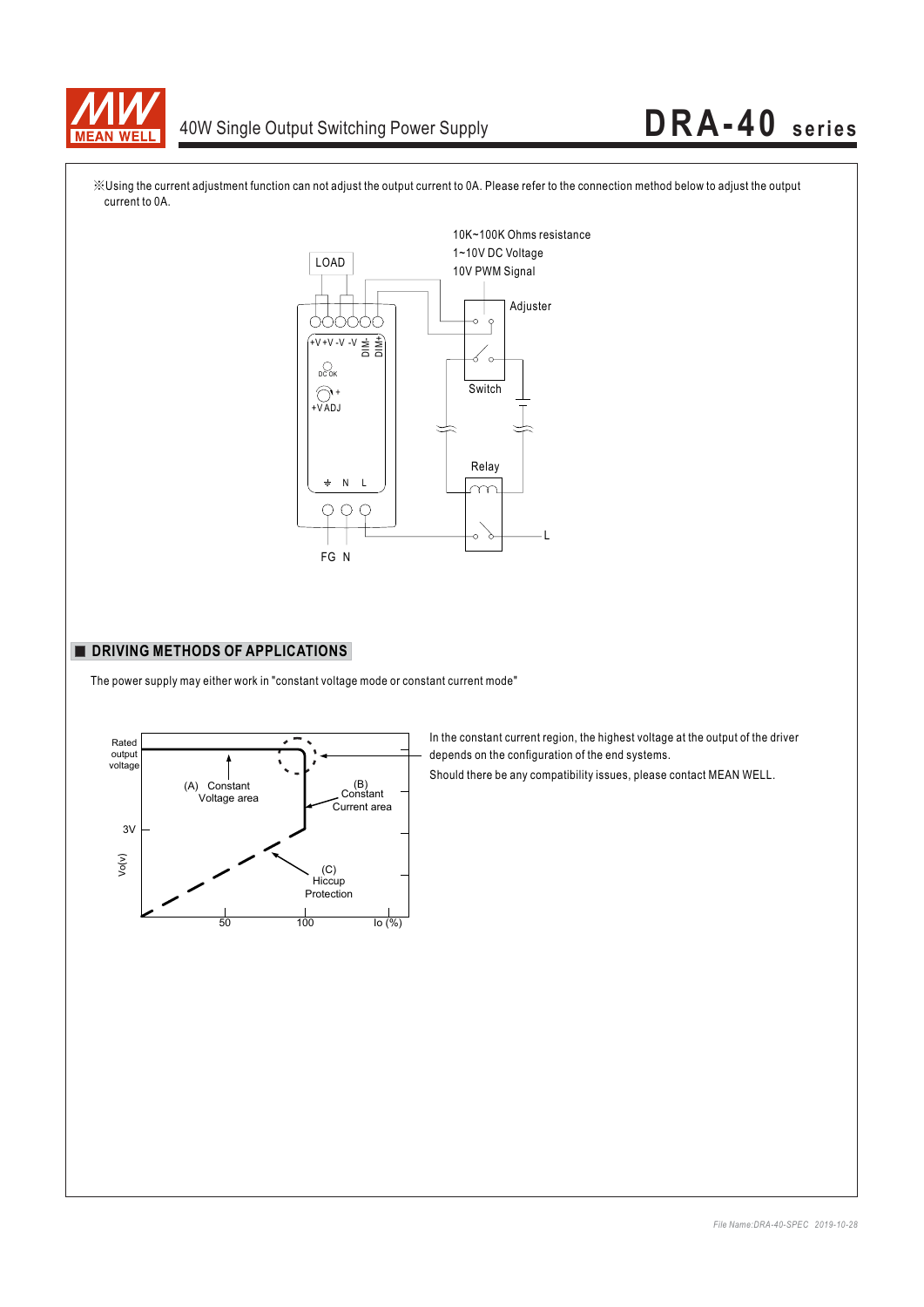※Using the current adjustment function can not adjust the output current to 0A. Please refer to the connection method below to adjust the output current to 0A.

LOAD

10K~100K Ohms resistance
1~10V DC Voltage
10V PWM Signal

Adjuster

+V +V -V -V DIM- DIM+

DC OK

+V ADJ

Switch

Relay

FG N L

FG N

L

## ■ DRIVING METHODS OF APPLICATIONS

The power supply may either work in "constant voltage mode or constant current mode"

Rated output voltage

(A) Constant Voltage area

(B) Constant Current area

3V

Vo(v)

(C) Hiccup Protection

50 100 Io (%)

In the constant current region, the highest voltage at the output of the driver depends on the configuration of the end systems.

Should there be any compatibility issues, please contact MEAN WELL.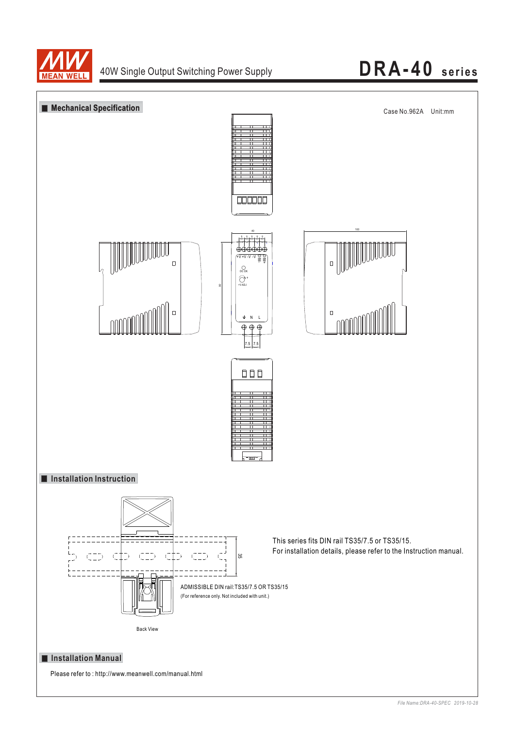40W Single Output Switching Power Supply

# DRA-40 series

## Mechanical Specification

Case No.962A Unit:mm

40

5 5 5 5 5

+V +V -V -V DC OK+ DC OK-

DC OK

+V ADJ

90

N L

7.5 7.5

100

## Installation Instruction

35

ADMISSIBLE DIN rail:TS35/7.5 OR TS35/15

(For reference only. Not included with unit.)

Back View

This series fits DIN rail TS35/7.5 or TS35/15.
For installation details, please refer to the Instruction manual.

## Installation Manual

Please refer to : http://www.meanwell.com/manual.html

*File Name:DRA-40-SPEC 2019-10-28*